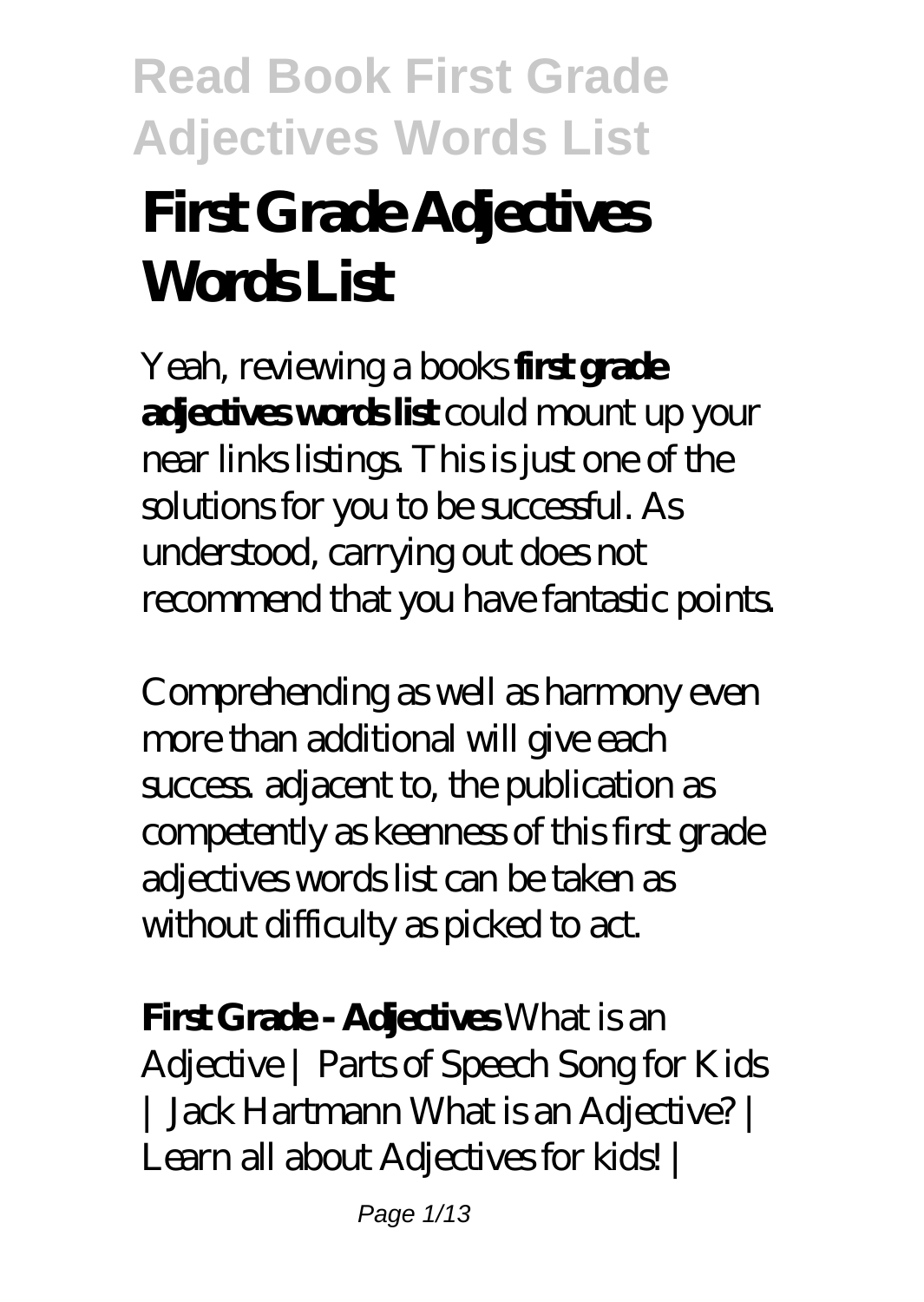# First Grade Adjectives Words List

Yeah, reviewing a books **first grade adjectives words list** could mount up your near links listings. This is just one of the solutions for you to be successful. As understood, carrying out does not recommend that you have fantastic points.

Comprehending as well as harmony even more than additional will give each success. adjacent to, the publication as competently as keenness of this first grade adjectives words list can be taken as without difficulty as picked to act.

**First Grade - Adjectives** What is an Adjective | Parts of Speech Song for Kids | Jack Hartmann What is an Adjective? | Learn all about Adjectives for kids! |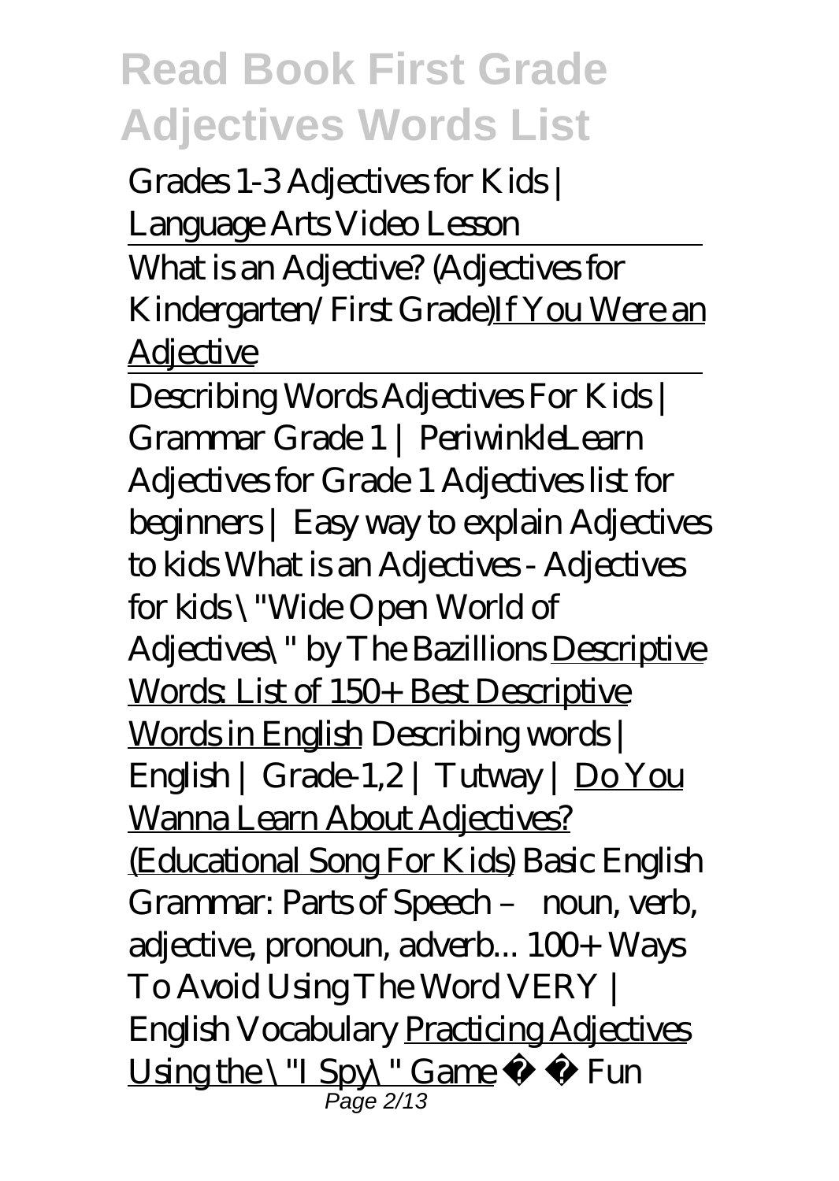Grades 1-3 Adjectives for Kids | Language Arts Video Lesson

What is an Adjective? (Adjectives for Kindergarten/First Grade)If You Were an Adjective

Describing Words Adjectives For Kids | Grammar Grade 1 | PeriwinkleLearn Adjectives for Grade 1 Adjectives list for beginners | Easy way to explain Adjectives to kids What is an Adjectives - Adjectives for kids \"Wide Open World of Adjectives\" by The Bazillions Descriptive Words: List of 150+ Best Descriptive Words in English Describing words | English | Grade-1,2 | Tutway | Do You Wanna Learn About Adjectives? (Educational Song For Kids) Basic English Grammar: Parts of Speech – noun, verb, adjective, pronoun, adverb... 100+ Ways To Avoid Using The Word VERY | English Vocabulary Practicing Adjectives Using the \"I Spy\" Game Fun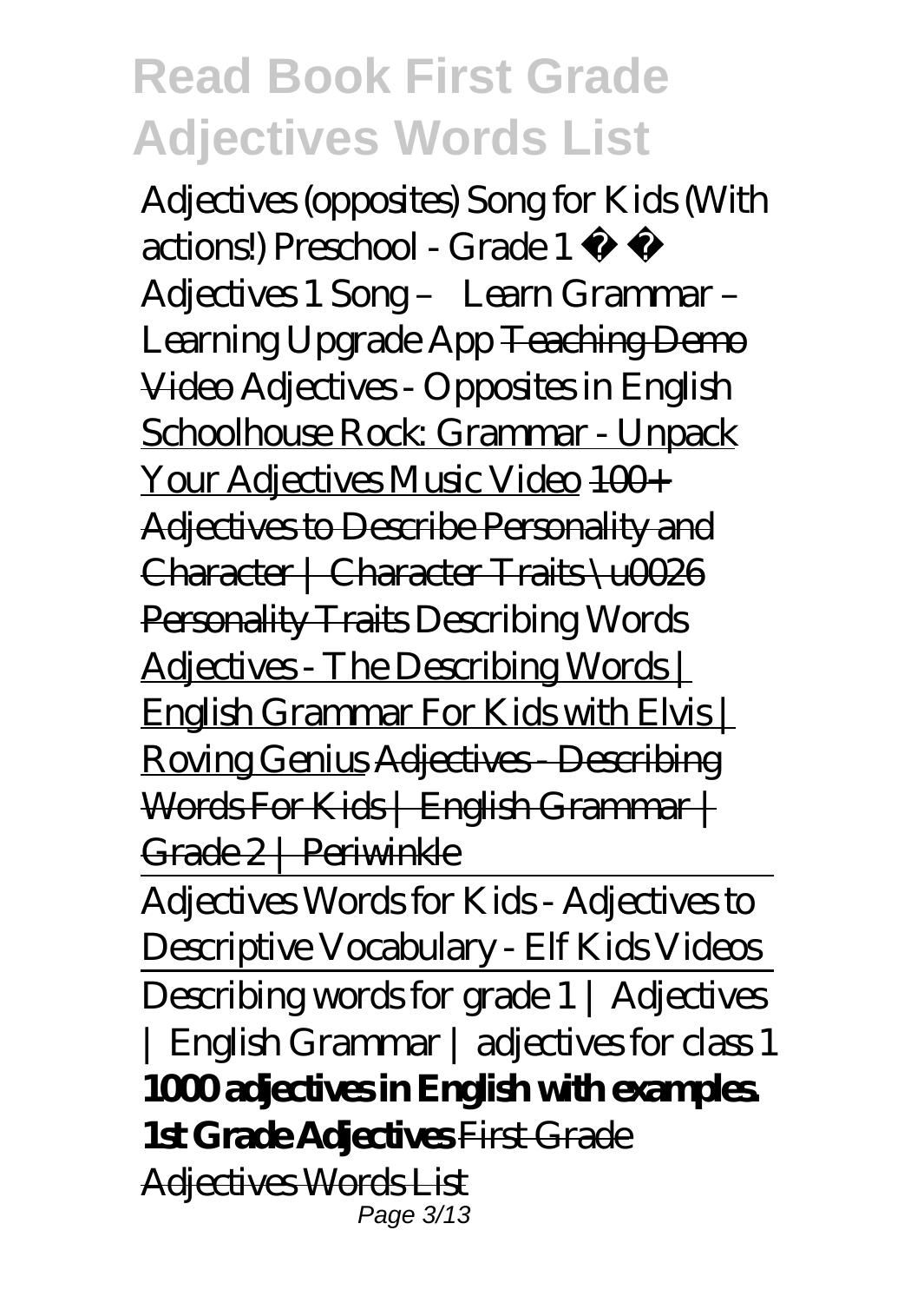*Adjectives (opposites) Song for Kids (With actions!) Preschool - Grade 1* *Adjectives 1 Song – Learn Grammar – Learning Upgrade App* ~~Teaching Demo Video~~ *Adjectives - Opposites in English* Schoolhouse Rock: Grammar - Unpack Your Adjectives Music Video ~~100+ Adjectives to Describe Personality and Character | Character Traits \u0026 Personality Traits~~ *Describing Words* Adjectives - The Describing Words | English Grammar For Kids with Elvis | Roving Genius ~~Adjectives - Describing Words For Kids | English Grammar | Grade 2 | Periwinkle~~

Adjectives Words for Kids - Adjectives to Descriptive Vocabulary - Elf Kids Videos

Describing words for grade 1 | Adjectives | English Grammar | adjectives for class 1

**1000 adjectives in English with examples.**

**1st Grade Adjectives** ~~First Grade Adjectives Words List~~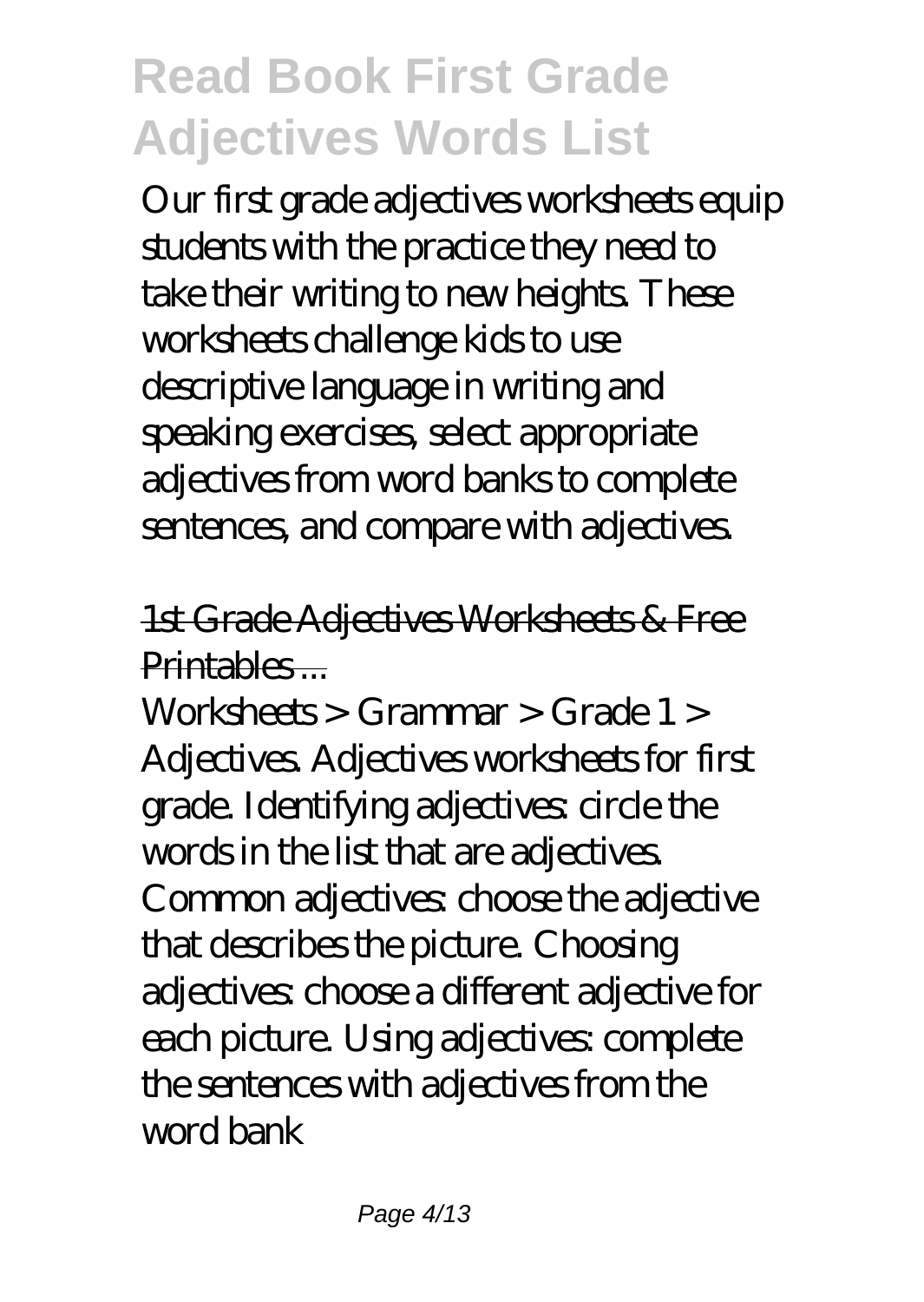Our first grade adjectives worksheets equip students with the practice they need to take their writing to new heights. These worksheets challenge kids to use descriptive language in writing and speaking exercises, select appropriate adjectives from word banks to complete sentences, and compare with adjectives.

## 1st Grade Adjectives Worksheets & Free Printables ...

Worksheets > Grammar > Grade 1 > Adjectives. Adjectives worksheets for first grade. Identifying adjectives: circle the words in the list that are adjectives. Common adjectives: choose the adjective that describes the picture. Choosing adjectives: choose a different adjective for each picture. Using adjectives: complete the sentences with adjectives from the word bank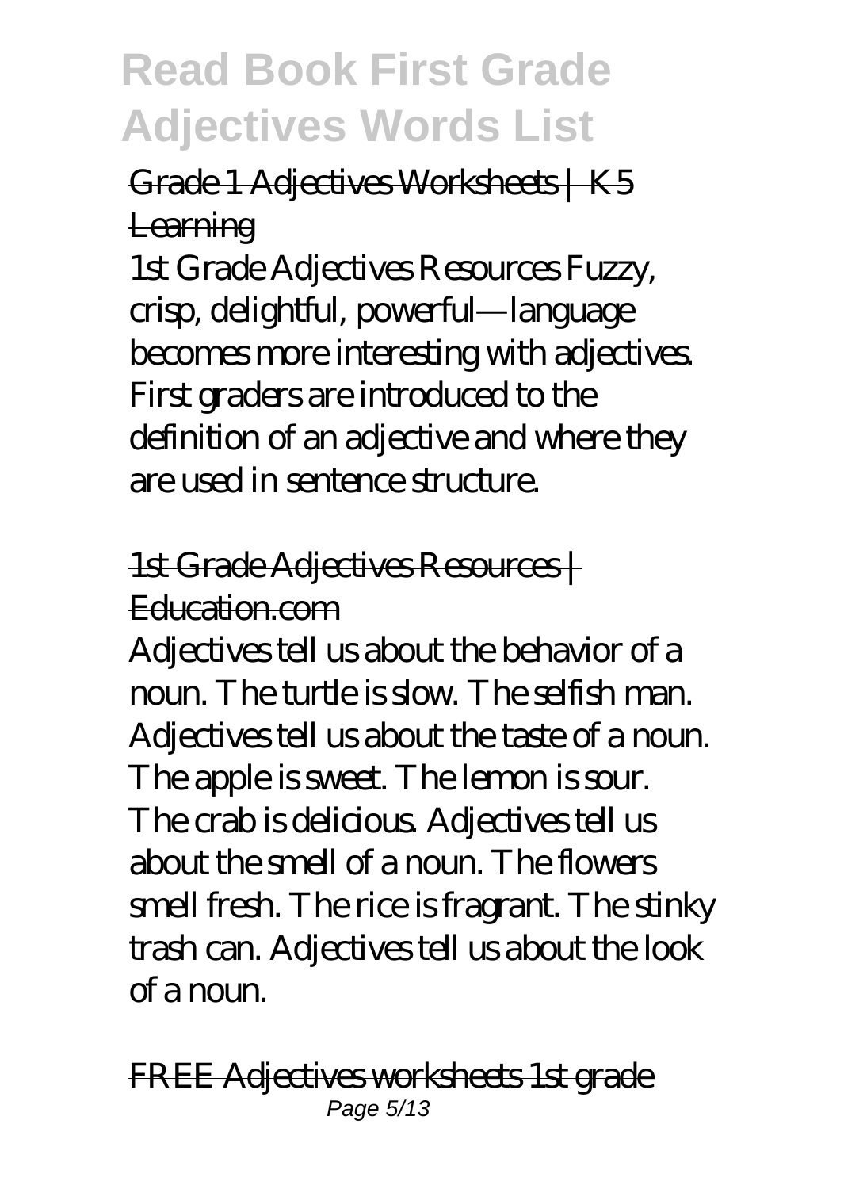Grade 1 Adjectives Worksheets | K5 Learning

1st Grade Adjectives Resources Fuzzy, crisp, delightful, powerful—language becomes more interesting with adjectives. First graders are introduced to the definition of an adjective and where they are used in sentence structure.

1st Grade Adjectives Resources | Education.com

Adjectives tell us about the behavior of a noun. The turtle is slow. The selfish man. Adjectives tell us about the taste of a noun. The apple is sweet. The lemon is sour. The crab is delicious. Adjectives tell us about the smell of a noun. The flowers smell fresh. The rice is fragrant. The stinky trash can. Adjectives tell us about the look of a noun.

FREE Adjectives worksheets 1st grade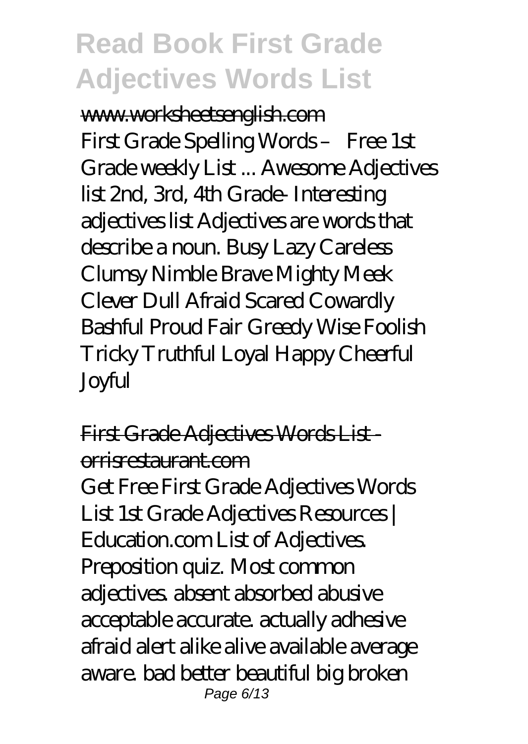# Read Book First Grade Adjectives Words List

www.worksheetsenglish.com

First Grade Spelling Words – Free 1st Grade weekly List ... Awesome Adjectives list 2nd, 3rd, 4th Grade- Interesting adjectives list Adjectives are words that describe a noun. Busy Lazy Careless Clumsy Nimble Brave Mighty Meek Clever Dull Afraid Scared Cowardly Bashful Proud Fair Greedy Wise Foolish Tricky Truthful Loyal Happy Cheerful Joyful

First Grade Adjectives Words List - orrisrestaurant.com

Get Free First Grade Adjectives Words List 1st Grade Adjectives Resources | Education.com List of Adjectives. Preposition quiz. Most common adjectives. absent absorbed abusive acceptable accurate. actually adhesive afraid alert alike alive available average aware. bad better beautiful big broken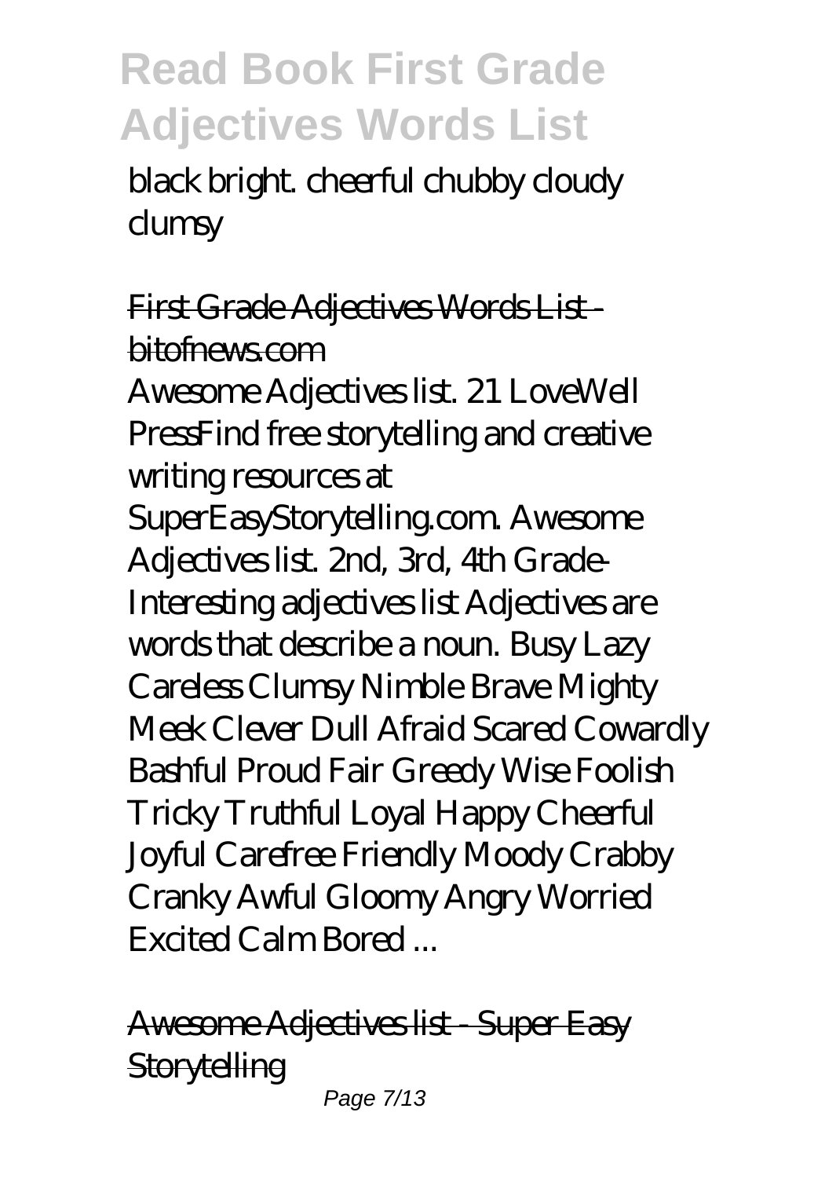black bright. cheerful chubby cloudy clumsy

First Grade Adjectives Words List - bitofnews.com

Awesome Adjectives list. 21 LoveWell PressFind free storytelling and creative writing resources at SuperEasyStorytelling.com. Awesome Adjectives list. 2nd, 3rd, 4th Grade-Interesting adjectives list Adjectives are words that describe a noun. Busy Lazy Careless Clumsy Nimble Brave Mighty Meek Clever Dull Afraid Scared Cowardly Bashful Proud Fair Greedy Wise Foolish Tricky Truthful Loyal Happy Cheerful Joyful Carefree Friendly Moody Crabby Cranky Awful Gloomy Angry Worried Excited Calm Bored ...

Awesome Adjectives list - Super Easy Storytelling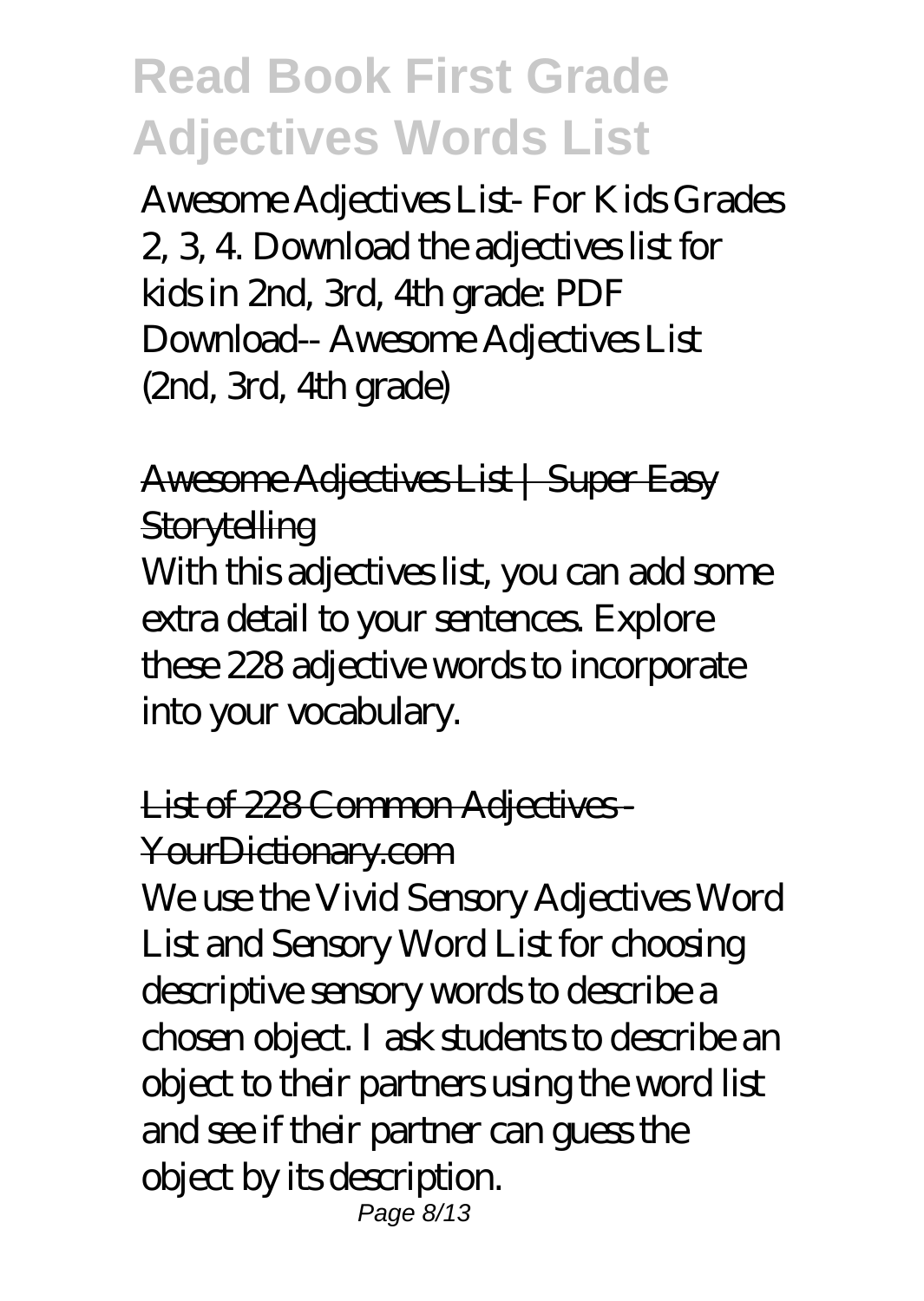Awesome Adjectives List- For Kids Grades 2, 3, 4. Download the adjectives list for kids in 2nd, 3rd, 4th grade: PDF Download-- Awesome Adjectives List (2nd, 3rd, 4th grade)

## Awesome Adjectives List | Super Easy Storytelling

With this adjectives list, you can add some extra detail to your sentences. Explore these 228 adjective words to incorporate into your vocabulary.

## List of 228 Common Adjectives - YourDictionary.com

We use the Vivid Sensory Adjectives Word List and Sensory Word List for choosing descriptive sensory words to describe a chosen object. I ask students to describe an object to their partners using the word list and see if their partner can guess the object by its description.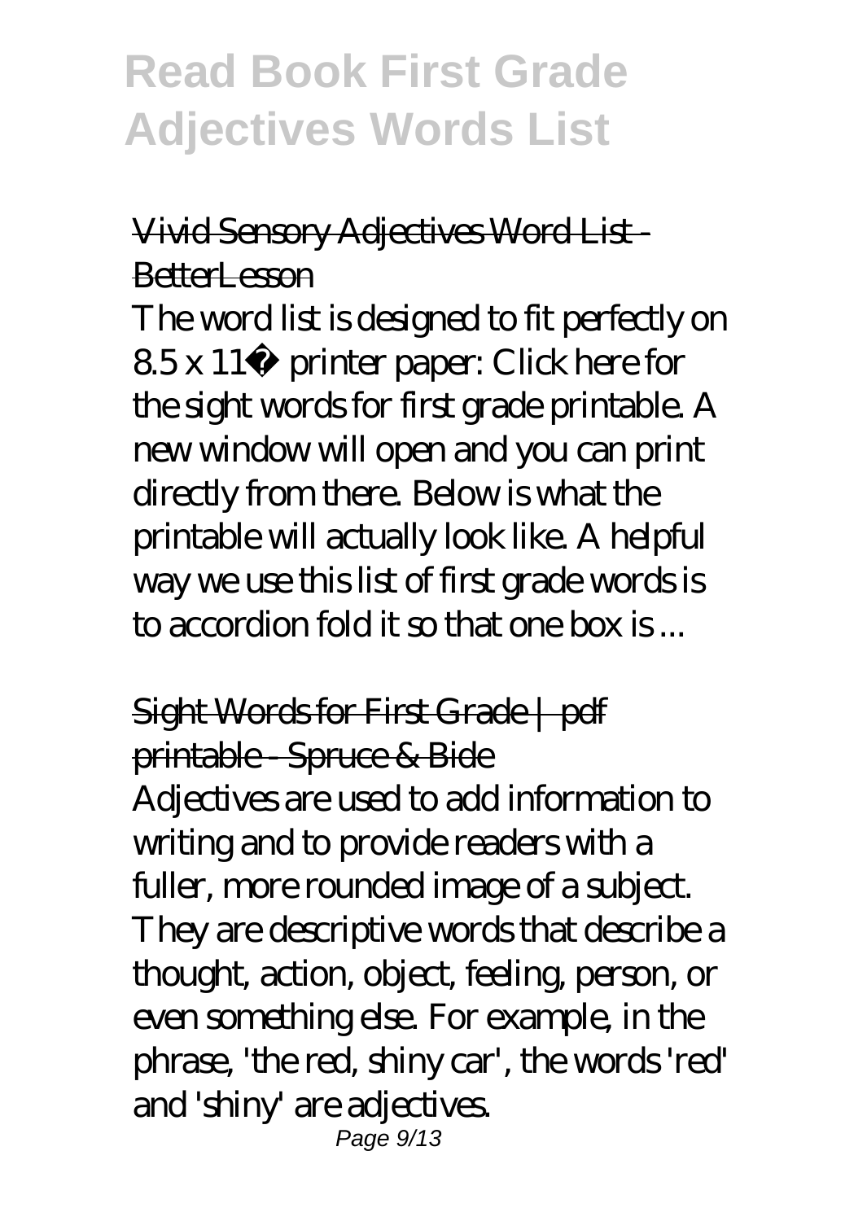Vivid Sensory Adjectives Word List - BetterLesson

The word list is designed to fit perfectly on 8.5 x 11″ printer paper: Click here for the sight words for first grade printable. A new window will open and you can print directly from there. Below is what the printable will actually look like. A helpful way we use this list of first grade words is to accordion fold it so that one box is ...

Sight Words for First Grade | pdf printable - Spruce & Bide

Adjectives are used to add information to writing and to provide readers with a fuller, more rounded image of a subject. They are descriptive words that describe a thought, action, object, feeling, person, or even something else. For example, in the phrase, 'the red, shiny car', the words 'red' and 'shiny' are adjectives.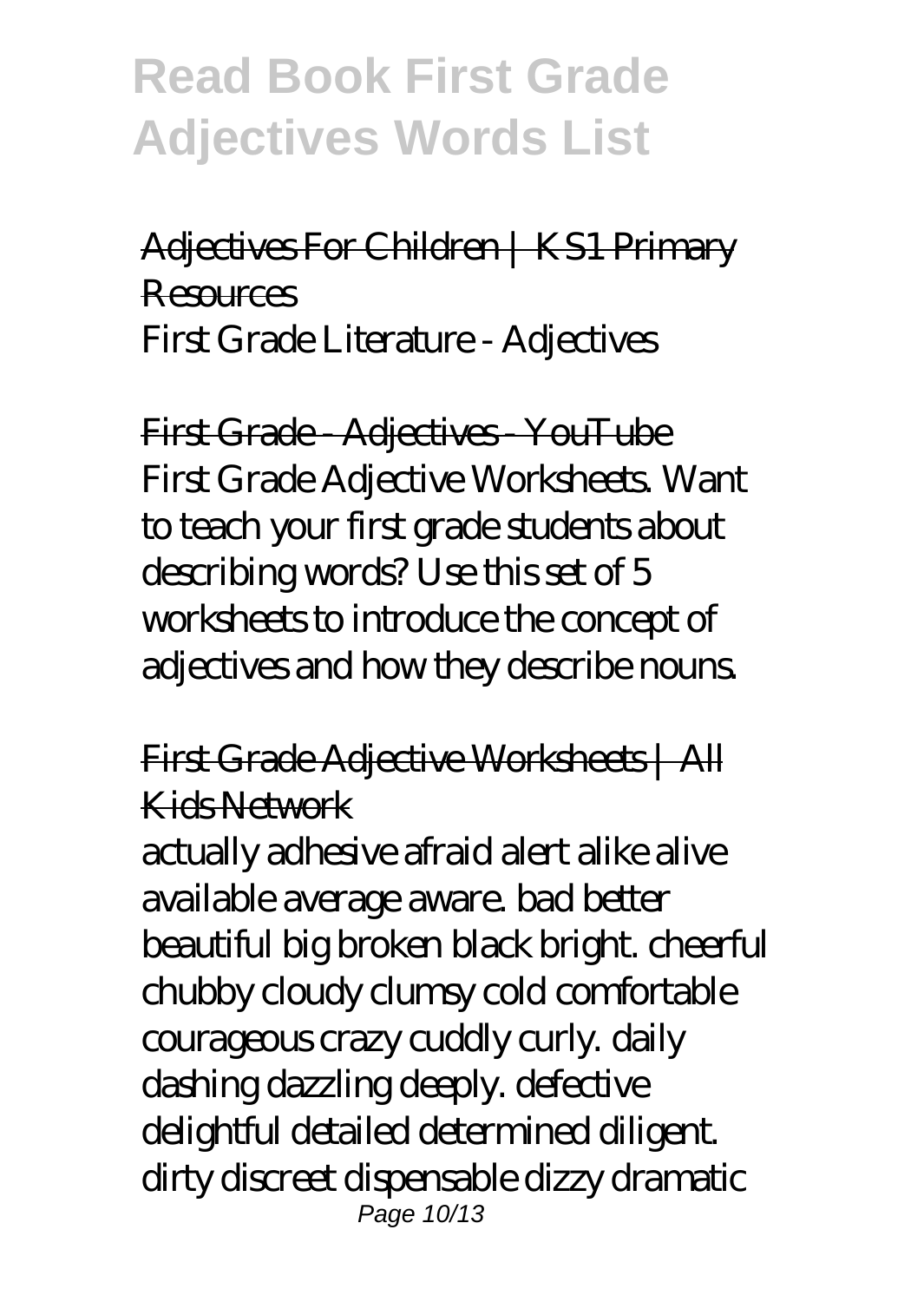Adjectives For Children | KS1 Primary Resources

First Grade Literature - Adjectives

First Grade - Adjectives - YouTube

First Grade Adjective Worksheets. Want to teach your first grade students about describing words? Use this set of 5 worksheets to introduce the concept of adjectives and how they describe nouns.

First Grade Adjective Worksheets | All Kids Network

actually adhesive afraid alert alike alive available average aware. bad better beautiful big broken black bright. cheerful chubby cloudy clumsy cold comfortable courageous crazy cuddly curly. daily dashing dazzling deeply. defective delightful detailed determined diligent. dirty discreet dispensable dizzy dramatic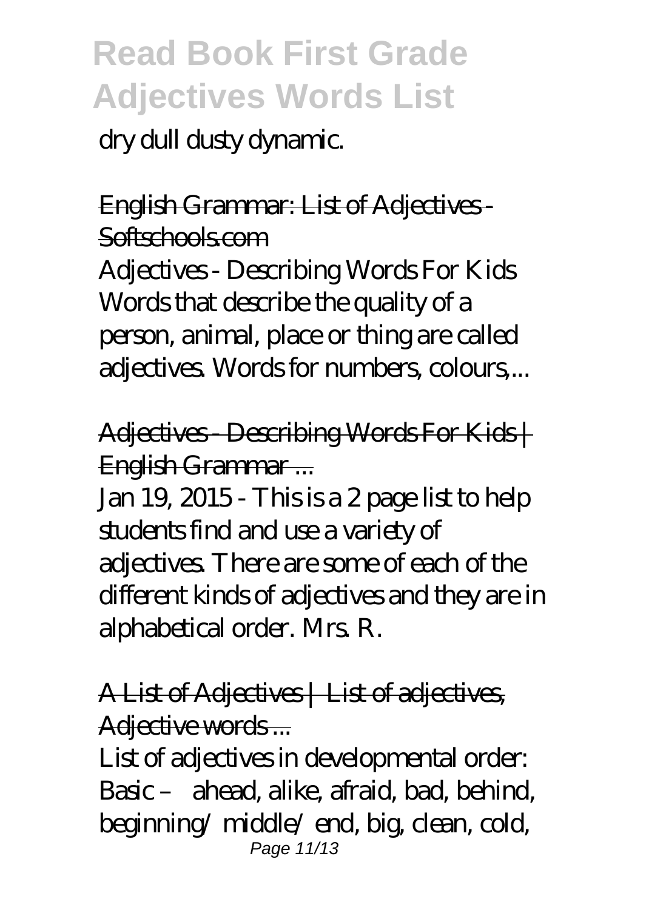dry dull dusty dynamic.

English Grammar: List of Adjectives - Softschools.com

Adjectives - Describing Words For Kids Words that describe the quality of a person, animal, place or thing are called adjectives. Words for numbers, colours,...

Adjectives - Describing Words For Kids | English Grammar ...

Jan 19, 2015 - This is a 2 page list to help students find and use a variety of adjectives. There are some of each of the different kinds of adjectives and they are in alphabetical order. Mrs. R.

A List of Adjectives | List of adjectives, Adjective words ...

List of adjectives in developmental order: Basic – ahead, alike, afraid, bad, behind, beginning/ middle/ end, big, clean, cold,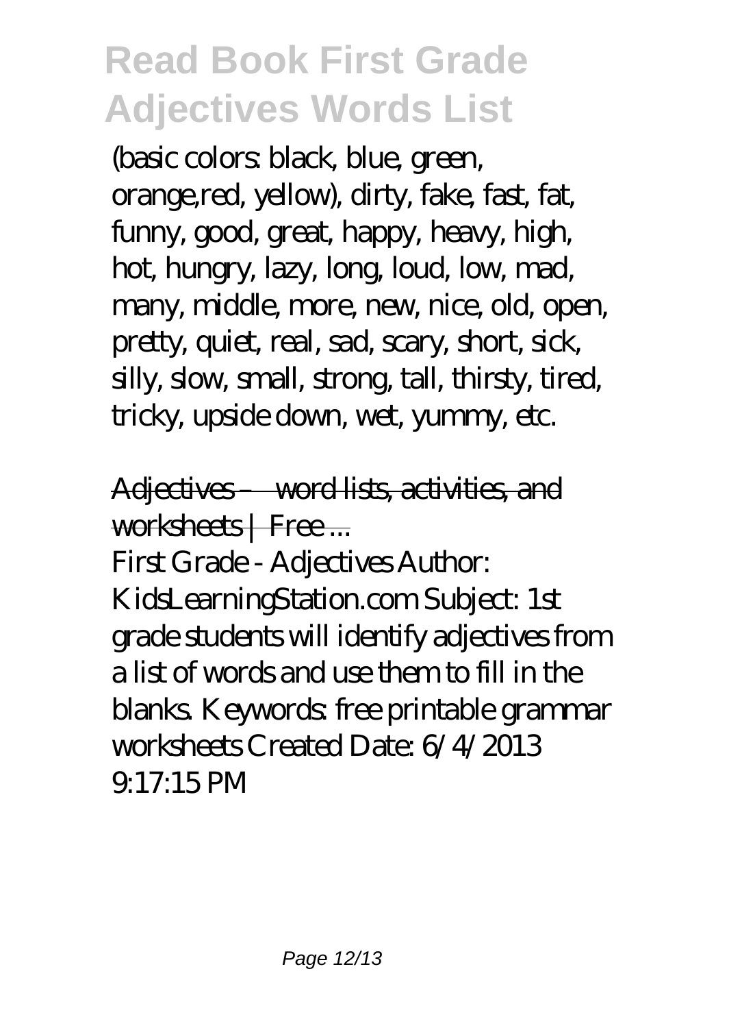(basic colors: black, blue, green, orange,red, yellow), dirty, fake, fast, fat, funny, good, great, happy, heavy, high, hot, hungry, lazy, long, loud, low, mad, many, middle, more, new, nice, old, open, pretty, quiet, real, sad, scary, short, sick, silly, slow, small, strong, tall, thirsty, tired, tricky, upside down, wet, yummy, etc.

Adjectives – word lists, activities, and worksheets | Free ...

First Grade - Adjectives Author: KidsLearningStation.com Subject: 1st grade students will identify adjectives from a list of words and use them to fill in the blanks. Keywords: free printable grammar worksheets Created Date: 6/4/2013 9:17:15 PM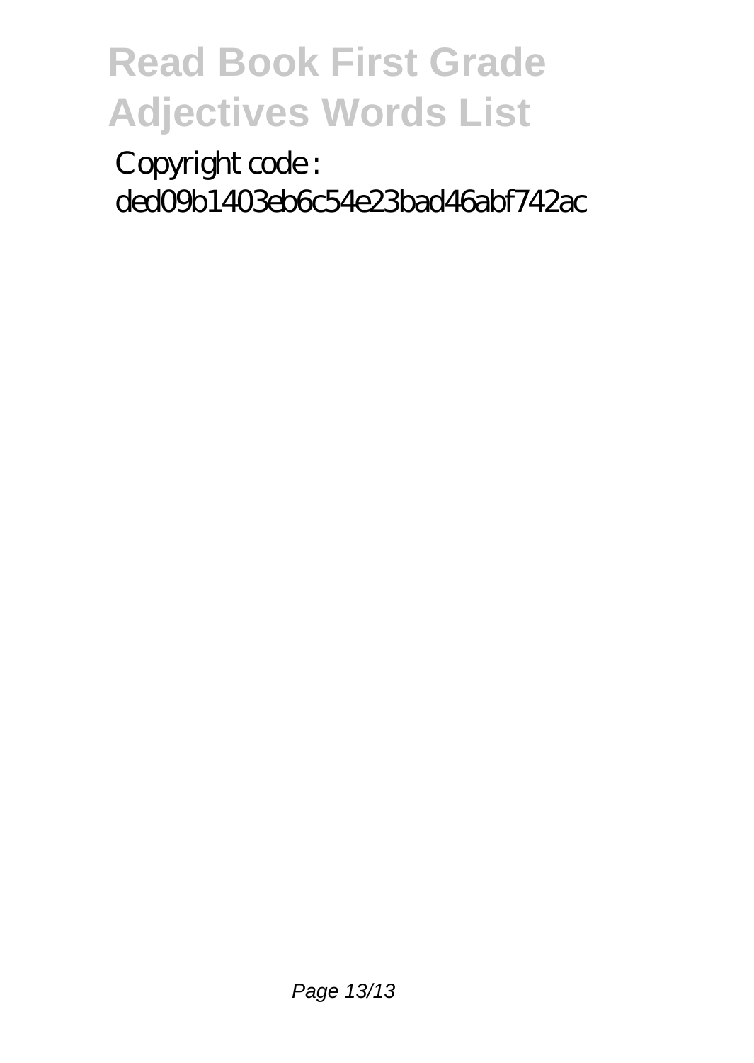Copyright code : ded09b1403eb6c54e23bad46abf742ac